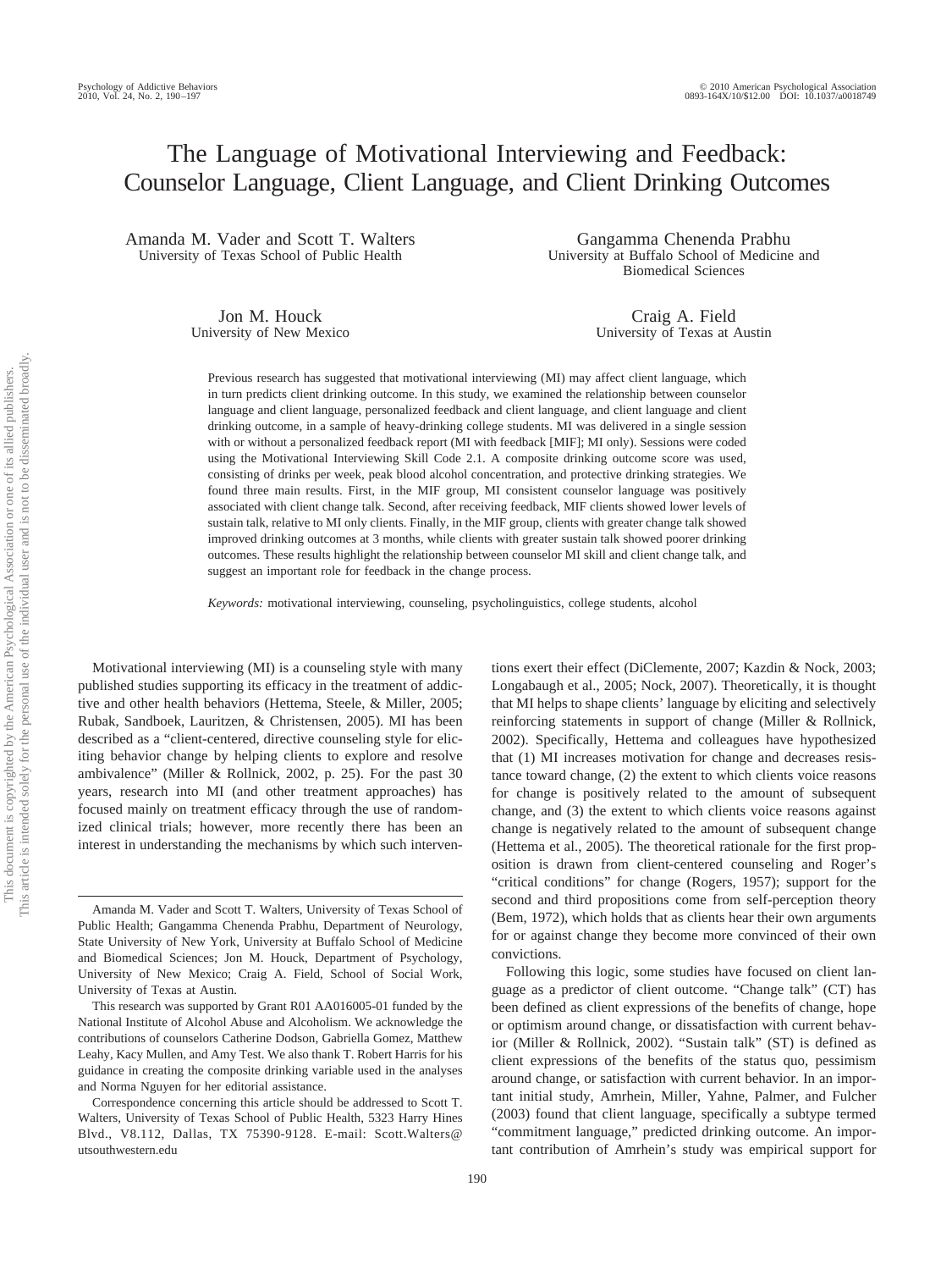# The Language of Motivational Interviewing and Feedback: Counselor Language, Client Language, and Client Drinking Outcomes

Amanda M. Vader and Scott T. Walters
University of Texas School of Public Health

Gangamma Chenenda Prabhu
University at Buffalo School of Medicine and Biomedical Sciences

Jon M. Houck
University of New Mexico

Craig A. Field
University of Texas at Austin

Previous research has suggested that motivational interviewing (MI) may affect client language, which in turn predicts client drinking outcome. In this study, we examined the relationship between counselor language and client language, personalized feedback and client language, and client language and client drinking outcome, in a sample of heavy-drinking college students. MI was delivered in a single session with or without a personalized feedback report (MI with feedback [MIF]; MI only). Sessions were coded using the Motivational Interviewing Skill Code 2.1. A composite drinking outcome score was used, consisting of drinks per week, peak blood alcohol concentration, and protective drinking strategies. We found three main results. First, in the MIF group, MI consistent counselor language was positively associated with client change talk. Second, after receiving feedback, MIF clients showed lower levels of sustain talk, relative to MI only clients. Finally, in the MIF group, clients with greater change talk showed improved drinking outcomes at 3 months, while clients with greater sustain talk showed poorer drinking outcomes. These results highlight the relationship between counselor MI skill and client change talk, and suggest an important role for feedback in the change process.

*Keywords:* motivational interviewing, counseling, psycholinguistics, college students, alcohol

Motivational interviewing (MI) is a counseling style with many published studies supporting its efficacy in the treatment of addictive and other health behaviors (Hettema, Steele, & Miller, 2005; Rubak, Sandboek, Lauritzen, & Christensen, 2005). MI has been described as a "client-centered, directive counseling style for eliciting behavior change by helping clients to explore and resolve ambivalence" (Miller & Rollnick, 2002, p. 25). For the past 30 years, research into MI (and other treatment approaches) has focused mainly on treatment efficacy through the use of randomized clinical trials; however, more recently there has been an interest in understanding the mechanisms by which such interventions exert their effect (DiClemente, 2007; Kazdin & Nock, 2003; Longabaugh et al., 2005; Nock, 2007). Theoretically, it is thought that MI helps to shape clients' language by eliciting and selectively reinforcing statements in support of change (Miller & Rollnick, 2002). Specifically, Hettema and colleagues have hypothesized that (1) MI increases motivation for change and decreases resistance toward change, (2) the extent to which clients voice reasons for change is positively related to the amount of subsequent change, and (3) the extent to which clients voice reasons against change is negatively related to the amount of subsequent change (Hettema et al., 2005). The theoretical rationale for the first proposition is drawn from client-centered counseling and Roger's "critical conditions" for change (Rogers, 1957); support for the second and third propositions come from self-perception theory (Bem, 1972), which holds that as clients hear their own arguments for or against change they become more convinced of their own convictions.

Following this logic, some studies have focused on client language as a predictor of client outcome. "Change talk" (CT) has been defined as client expressions of the benefits of change, hope or optimism around change, or dissatisfaction with current behavior (Miller & Rollnick, 2002). "Sustain talk" (ST) is defined as client expressions of the benefits of the status quo, pessimism around change, or satisfaction with current behavior. In an important initial study, Amrhein, Miller, Yahne, Palmer, and Fulcher (2003) found that client language, specifically a subtype termed "commitment language," predicted drinking outcome. An important contribution of Amrhein's study was empirical support for

---

Amanda M. Vader and Scott T. Walters, University of Texas School of Public Health; Gangamma Chenenda Prabhu, Department of Neurology, State University of New York, University at Buffalo School of Medicine and Biomedical Sciences; Jon M. Houck, Department of Psychology, University of New Mexico; Craig A. Field, School of Social Work, University of Texas at Austin.

This research was supported by Grant R01 AA016005-01 funded by the National Institute of Alcohol Abuse and Alcoholism. We acknowledge the contributions of counselors Catherine Dodson, Gabriella Gomez, Matthew Leahy, Kacy Mullen, and Amy Test. We also thank T. Robert Harris for his guidance in creating the composite drinking variable used in the analyses and Norma Nguyen for her editorial assistance.

Correspondence concerning this article should be addressed to Scott T. Walters, University of Texas School of Public Health, 5323 Harry Hines Blvd., V8.112, Dallas, TX 75390-9128. E-mail: Scott.Walters@utsouthwestern.edu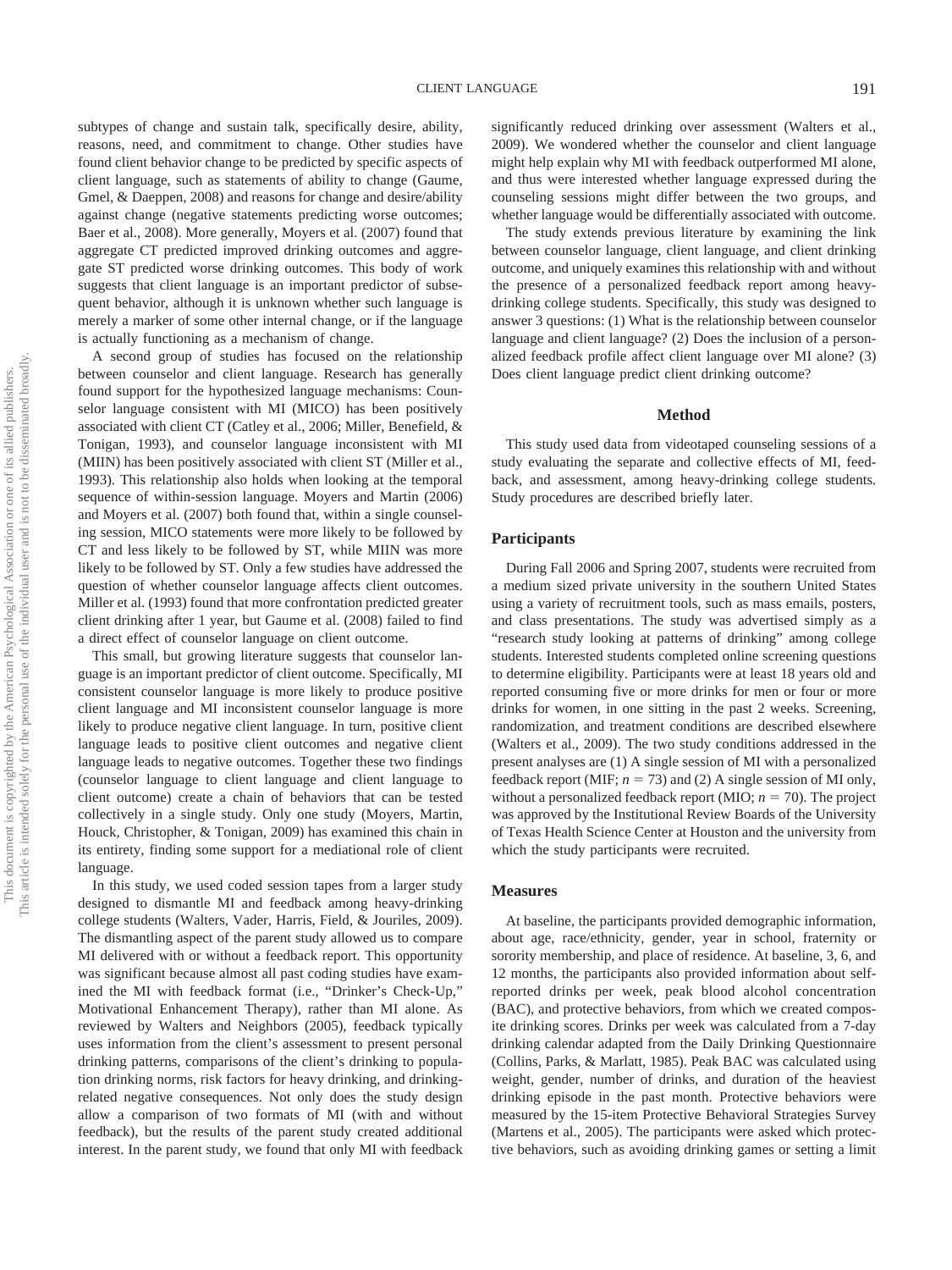subtypes of change and sustain talk, specifically desire, ability, reasons, need, and commitment to change. Other studies have found client behavior change to be predicted by specific aspects of client language, such as statements of ability to change (Gaume, Gmel, & Daeppen, 2008) and reasons for change and desire/ability against change (negative statements predicting worse outcomes; Baer et al., 2008). More generally, Moyers et al. (2007) found that aggregate CT predicted improved drinking outcomes and aggregate ST predicted worse drinking outcomes. This body of work suggests that client language is an important predictor of subsequent behavior, although it is unknown whether such language is merely a marker of some other internal change, or if the language is actually functioning as a mechanism of change.

A second group of studies has focused on the relationship between counselor and client language. Research has generally found support for the hypothesized language mechanisms: Counselor language consistent with MI (MICO) has been positively associated with client CT (Catley et al., 2006; Miller, Benefield, & Tonigan, 1993), and counselor language inconsistent with MI (MIIN) has been positively associated with client ST (Miller et al., 1993). This relationship also holds when looking at the temporal sequence of within-session language. Moyers and Martin (2006) and Moyers et al. (2007) both found that, within a single counseling session, MICO statements were more likely to be followed by CT and less likely to be followed by ST, while MIIN was more likely to be followed by ST. Only a few studies have addressed the question of whether counselor language affects client outcomes. Miller et al. (1993) found that more confrontation predicted greater client drinking after 1 year, but Gaume et al. (2008) failed to find a direct effect of counselor language on client outcome.

This small, but growing literature suggests that counselor language is an important predictor of client outcome. Specifically, MI consistent counselor language is more likely to produce positive client language and MI inconsistent counselor language is more likely to produce negative client language. In turn, positive client language leads to positive client outcomes and negative client language leads to negative outcomes. Together these two findings (counselor language to client language and client language to client outcome) create a chain of behaviors that can be tested collectively in a single study. Only one study (Moyers, Martin, Houck, Christopher, & Tonigan, 2009) has examined this chain in its entirety, finding some support for a mediational role of client language.

In this study, we used coded session tapes from a larger study designed to dismantle MI and feedback among heavy-drinking college students (Walters, Vader, Harris, Field, & Jouriles, 2009). The dismantling aspect of the parent study allowed us to compare MI delivered with or without a feedback report. This opportunity was significant because almost all past coding studies have examined the MI with feedback format (i.e., "Drinker's Check-Up," Motivational Enhancement Therapy), rather than MI alone. As reviewed by Walters and Neighbors (2005), feedback typically uses information from the client's assessment to present personal drinking patterns, comparisons of the client's drinking to population drinking norms, risk factors for heavy drinking, and drinking-related negative consequences. Not only does the study design allow a comparison of two formats of MI (with and without feedback), but the results of the parent study created additional interest. In the parent study, we found that only MI with feedback significantly reduced drinking over assessment (Walters et al., 2009). We wondered whether the counselor and client language might help explain why MI with feedback outperformed MI alone, and thus were interested whether language expressed during the counseling sessions might differ between the two groups, and whether language would be differentially associated with outcome.

The study extends previous literature by examining the link between counselor language, client language, and client drinking outcome, and uniquely examines this relationship with and without the presence of a personalized feedback report among heavy-drinking college students. Specifically, this study was designed to answer 3 questions: (1) What is the relationship between counselor language and client language? (2) Does the inclusion of a personalized feedback profile affect client language over MI alone? (3) Does client language predict client drinking outcome?

## Method

This study used data from videotaped counseling sessions of a study evaluating the separate and collective effects of MI, feedback, and assessment, among heavy-drinking college students. Study procedures are described briefly later.

### Participants

During Fall 2006 and Spring 2007, students were recruited from a medium sized private university in the southern United States using a variety of recruitment tools, such as mass emails, posters, and class presentations. The study was advertised simply as a "research study looking at patterns of drinking" among college students. Interested students completed online screening questions to determine eligibility. Participants were at least 18 years old and reported consuming five or more drinks for men or four or more drinks for women, in one sitting in the past 2 weeks. Screening, randomization, and treatment conditions are described elsewhere (Walters et al., 2009). The two study conditions addressed in the present analyses are (1) A single session of MI with a personalized feedback report (MIF; $n = 73$) and (2) A single session of MI only, without a personalized feedback report (MIO; $n = 70$). The project was approved by the Institutional Review Boards of the University of Texas Health Science Center at Houston and the university from which the study participants were recruited.

### Measures

At baseline, the participants provided demographic information, about age, race/ethnicity, gender, year in school, fraternity or sorority membership, and place of residence. At baseline, 3, 6, and 12 months, the participants also provided information about self-reported drinks per week, peak blood alcohol concentration (BAC), and protective behaviors, from which we created composite drinking scores. Drinks per week was calculated from a 7-day drinking calendar adapted from the Daily Drinking Questionnaire (Collins, Parks, & Marlatt, 1985). Peak BAC was calculated using weight, gender, number of drinks, and duration of the heaviest drinking episode in the past month. Protective behaviors were measured by the 15-item Protective Behavioral Strategies Survey (Martens et al., 2005). The participants were asked which protective behaviors, such as avoiding drinking games or setting a limit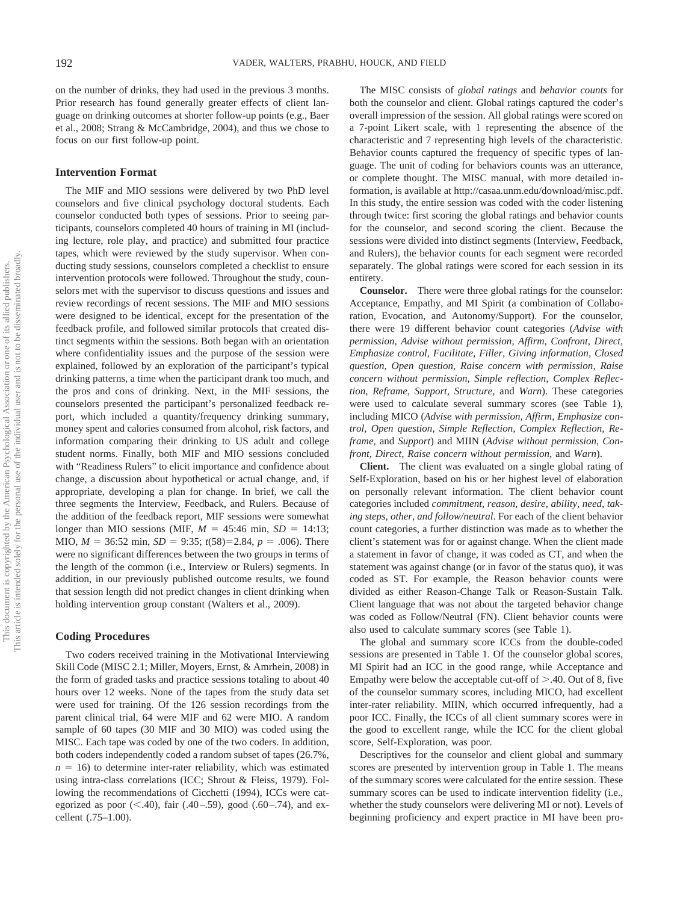on the number of drinks, they had used in the previous 3 months. Prior research has found generally greater effects of client language on drinking outcomes at shorter follow-up points (e.g., Baer et al., 2008; Strang & McCambridge, 2004), and thus we chose to focus on our first follow-up point.

## Intervention Format

The MIF and MIO sessions were delivered by two PhD level counselors and five clinical psychology doctoral students. Each counselor conducted both types of sessions. Prior to seeing participants, counselors completed 40 hours of training in MI (including lecture, role play, and practice) and submitted four practice tapes, which were reviewed by the study supervisor. When conducting study sessions, counselors completed a checklist to ensure intervention protocols were followed. Throughout the study, counselors met with the supervisor to discuss questions and issues and review recordings of recent sessions. The MIF and MIO sessions were designed to be identical, except for the presentation of the feedback profile, and followed similar protocols that created distinct segments within the sessions. Both began with an orientation where confidentiality issues and the purpose of the session were explained, followed by an exploration of the participant's typical drinking patterns, a time when the participant drank too much, and the pros and cons of drinking. Next, in the MIF sessions, the counselors presented the participant's personalized feedback report, which included a quantity/frequency drinking summary, money spent and calories consumed from alcohol, risk factors, and information comparing their drinking to US adult and college student norms. Finally, both MIF and MIO sessions concluded with "Readiness Rulers" to elicit importance and confidence about change, a discussion about hypothetical or actual change, and, if appropriate, developing a plan for change. In brief, we call the three segments the Interview, Feedback, and Rulers. Because of the addition of the feedback report, MIF sessions were somewhat longer than MIO sessions (MIF, $M$ = 45:46 min, $SD$ = 14:13; MIO, $M$ = 36:52 min, $SD$ = 9:35; $t(58)=2.84$, $p$ = .006). There were no significant differences between the two groups in terms of the length of the common (i.e., Interview or Rulers) segments. In addition, in our previously published outcome results, we found that session length did not predict changes in client drinking when holding intervention group constant (Walters et al., 2009).

## Coding Procedures

Two coders received training in the Motivational Interviewing Skill Code (MISC 2.1; Miller, Moyers, Ernst, & Amrhein, 2008) in the form of graded tasks and practice sessions totaling to about 40 hours over 12 weeks. None of the tapes from the study data set were used for training. Of the 126 session recordings from the parent clinical trial, 64 were MIF and 62 were MIO. A random sample of 60 tapes (30 MIF and 30 MIO) was coded using the MISC. Each tape was coded by one of the two coders. In addition, both coders independently coded a random subset of tapes (26.7%, $n$ = 16) to determine inter-rater reliability, which was estimated using intra-class correlations (ICC; Shrout & Fleiss, 1979). Following the recommendations of Cicchetti (1994), ICCs were categorized as poor (<.40), fair (.40–.59), good (.60–.74), and excellent (.75–1.00).

The MISC consists of *global ratings* and *behavior counts* for both the counselor and client. Global ratings captured the coder's overall impression of the session. All global ratings were scored on a 7-point Likert scale, with 1 representing the absence of the characteristic and 7 representing high levels of the characteristic. Behavior counts captured the frequency of specific types of language. The unit of coding for behaviors counts was an utterance, or complete thought. The MISC manual, with more detailed information, is available at http://casaa.unm.edu/download/misc.pdf. In this study, the entire session was coded with the coder listening through twice: first scoring the global ratings and behavior counts for the counselor, and second scoring the client. Because the sessions were divided into distinct segments (Interview, Feedback, and Rulers), the behavior counts for each segment were recorded separately. The global ratings were scored for each session in its entirety.

**Counselor.** There were three global ratings for the counselor: Acceptance, Empathy, and MI Spirit (a combination of Collaboration, Evocation, and Autonomy/Support). For the counselor, there were 19 different behavior count categories (*Advise with permission, Advise without permission, Affirm, Confront, Direct, Emphasize control, Facilitate, Filler, Giving information, Closed question, Open question, Raise concern with permission, Raise concern without permission, Simple reflection, Complex Reflection, Reframe, Support, Structure,* and *Warn*). These categories were used to calculate several summary scores (see Table 1), including MICO (*Advise with permission, Affirm, Emphasize control, Open question, Simple Reflection, Complex Reflection, Reframe,* and *Support*) and MIIN (*Advise without permission, Confront, Direct, Raise concern without permission,* and *Warn*).

**Client.** The client was evaluated on a single global rating of Self-Exploration, based on his or her highest level of elaboration on personally relevant information. The client behavior count categories included *commitment, reason, desire, ability, need, taking steps, other, and follow/neutral*. For each of the client behavior count categories, a further distinction was made as to whether the client's statement was for or against change. When the client made a statement in favor of change, it was coded as CT, and when the statement was against change (or in favor of the status quo), it was coded as ST. For example, the Reason behavior counts were divided as either Reason-Change Talk or Reason-Sustain Talk. Client language that was not about the targeted behavior change was coded as Follow/Neutral (FN). Client behavior counts were also used to calculate summary scores (see Table 1).

The global and summary score ICCs from the double-coded sessions are presented in Table 1. Of the counselor global scores, MI Spirit had an ICC in the good range, while Acceptance and Empathy were below the acceptable cut-off of >.40. Out of 8, five of the counselor summary scores, including MICO, had excellent inter-rater reliability. MIIN, which occurred infrequently, had a poor ICC. Finally, the ICCs of all client summary scores were in the good to excellent range, while the ICC for the client global score, Self-Exploration, was poor.

Descriptives for the counselor and client global and summary scores are presented by intervention group in Table 1. The means of the summary scores were calculated for the entire session. These summary scores can be used to indicate intervention fidelity (i.e., whether the study counselors were delivering MI or not). Levels of beginning proficiency and expert practice in MI have been pro-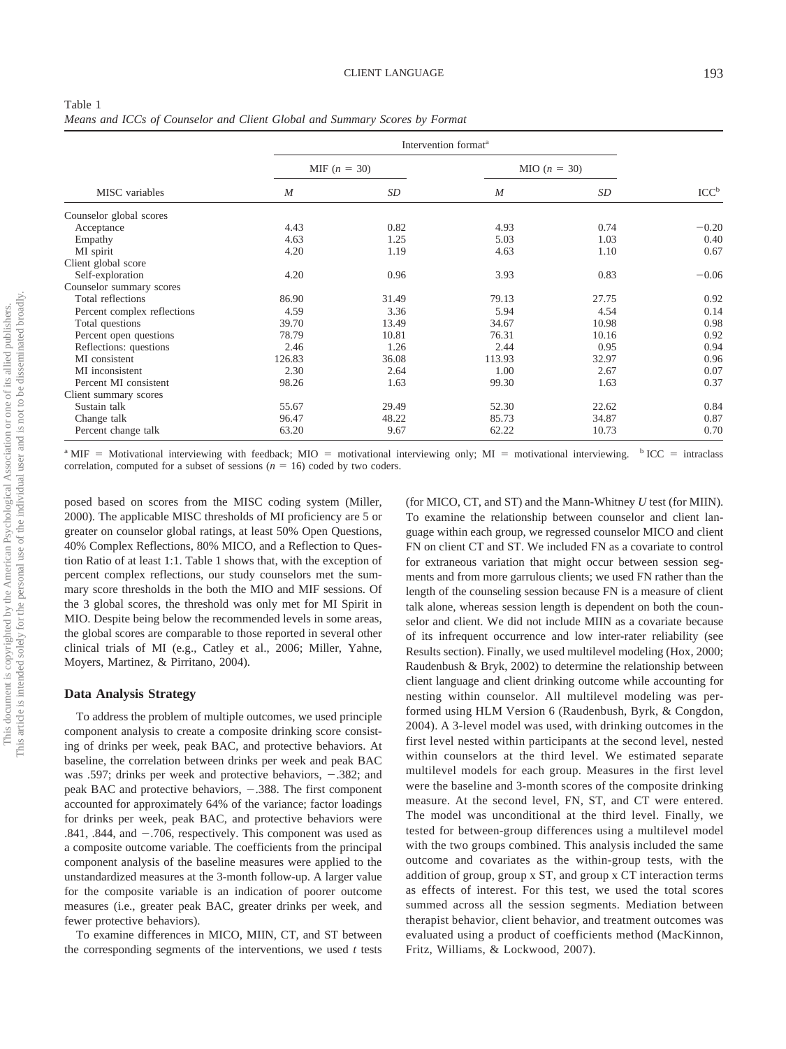Table 1
*Means and ICCs of Counselor and Client Global and Summary Scores by Format*

| MISC variables | Intervention format[a] | | | | ICC[b] |
|---|---|---|---|---|---|
| | MIF ($n$ = 30) | | MIO ($n$ = 30) | | |
| | *M* | *SD* | *M* | *SD* | |
| Counselor global scores | | | | | |
| Acceptance | 4.43 | 0.82 | 4.93 | 0.74 | −0.20 |
| Empathy | 4.63 | 1.25 | 5.03 | 1.03 | 0.40 |
| MI spirit | 4.20 | 1.19 | 4.63 | 1.10 | 0.67 |
| Client global score | | | | | |
| Self-exploration | 4.20 | 0.96 | 3.93 | 0.83 | −0.06 |
| Counselor summary scores | | | | | |
| Total reflections | 86.90 | 31.49 | 79.13 | 27.75 | 0.92 |
| Percent complex reflections | 4.59 | 3.36 | 5.94 | 4.54 | 0.14 |
| Total questions | 39.70 | 13.49 | 34.67 | 10.98 | 0.98 |
| Percent open questions | 78.79 | 10.81 | 76.31 | 10.16 | 0.92 |
| Reflections: questions | 2.46 | 1.26 | 2.44 | 0.95 | 0.94 |
| MI consistent | 126.83 | 36.08 | 113.93 | 32.97 | 0.96 |
| MI inconsistent | 2.30 | 2.64 | 1.00 | 2.67 | 0.07 |
| Percent MI consistent | 98.26 | 1.63 | 99.30 | 1.63 | 0.37 |
| Client summary scores | | | | | |
| Sustain talk | 55.67 | 29.49 | 52.30 | 22.62 | 0.84 |
| Change talk | 96.47 | 48.22 | 85.73 | 34.87 | 0.87 |
| Percent change talk | 63.20 | 9.67 | 62.22 | 10.73 | 0.70 |

[a] MIF = Motivational interviewing with feedback; MIO = motivational interviewing only; MI = motivational interviewing. [b] ICC = intraclass correlation, computed for a subset of sessions ($n$ = 16) coded by two coders.

posed based on scores from the MISC coding system (Miller, 2000). The applicable MISC thresholds of MI proficiency are 5 or greater on counselor global ratings, at least 50% Open Questions, 40% Complex Reflections, 80% MICO, and a Reflection to Question Ratio of at least 1:1. Table 1 shows that, with the exception of percent complex reflections, our study counselors met the summary score thresholds in the both the MIO and MIF sessions. Of the 3 global scores, the threshold was only met for MI Spirit in MIO. Despite being below the recommended levels in some areas, the global scores are comparable to those reported in several other clinical trials of MI (e.g., Catley et al., 2006; Miller, Yahne, Moyers, Martinez, & Pirritano, 2004).

### Data Analysis Strategy

To address the problem of multiple outcomes, we used principle component analysis to create a composite drinking score consisting of drinks per week, peak BAC, and protective behaviors. At baseline, the correlation between drinks per week and peak BAC was .597; drinks per week and protective behaviors, −.382; and peak BAC and protective behaviors, −.388. The first component accounted for approximately 64% of the variance; factor loadings for drinks per week, peak BAC, and protective behaviors were .841, .844, and −.706, respectively. This component was used as a composite outcome variable. The coefficients from the principal component analysis of the baseline measures were applied to the unstandardized measures at the 3-month follow-up. A larger value for the composite variable is an indication of poorer outcome measures (i.e., greater peak BAC, greater drinks per week, and fewer protective behaviors).

To examine differences in MICO, MIIN, CT, and ST between the corresponding segments of the interventions, we used *t* tests (for MICO, CT, and ST) and the Mann-Whitney *U* test (for MIIN). To examine the relationship between counselor and client language within each group, we regressed counselor MICO and client FN on client CT and ST. We included FN as a covariate to control for extraneous variation that might occur between session segments and from more garrulous clients; we used FN rather than the length of the counseling session because FN is a measure of client talk alone, whereas session length is dependent on both the counselor and client. We did not include MIIN as a covariate because of its infrequent occurrence and low inter-rater reliability (see Results section). Finally, we used multilevel modeling (Hox, 2000; Raudenbush & Bryk, 2002) to determine the relationship between client language and client drinking outcome while accounting for nesting within counselor. All multilevel modeling was performed using HLM Version 6 (Raudenbush, Byrk, & Congdon, 2004). A 3-level model was used, with drinking outcomes in the first level nested within participants at the second level, nested within counselors at the third level. We estimated separate multilevel models for each group. Measures in the first level were the baseline and 3-month scores of the composite drinking measure. At the second level, FN, ST, and CT were entered. The model was unconditional at the third level. Finally, we tested for between-group differences using a multilevel model with the two groups combined. This analysis included the same outcome and covariates as the within-group tests, with the addition of group, group x ST, and group x CT interaction terms as effects of interest. For this test, we used the total scores summed across all the session segments. Mediation between therapist behavior, client behavior, and treatment outcomes was evaluated using a product of coefficients method (MacKinnon, Fritz, Williams, & Lockwood, 2007).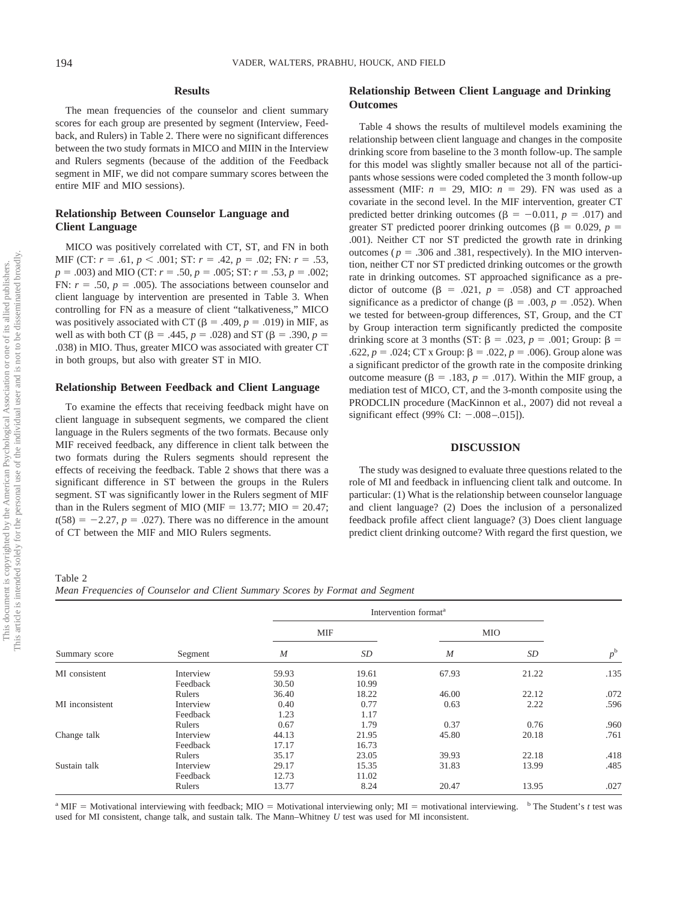## Results

The mean frequencies of the counselor and client summary scores for each group are presented by segment (Interview, Feedback, and Rulers) in Table 2. There were no significant differences between the two study formats in MICO and MIIN in the Interview and Rulers segments (because of the addition of the Feedback segment in MIF, we did not compare summary scores between the entire MIF and MIO sessions).

### Relationship Between Counselor Language and Client Language

MICO was positively correlated with CT, ST, and FN in both MIF (CT: $r = .61$, $p < .001$; ST: $r = .42$, $p = .02$; FN: $r = .53$, $p = .003$) and MIO (CT: $r = .50$, $p = .005$; ST: $r = .53$, $p = .002$; FN: $r = .50$, $p = .005$). The associations between counselor and client language by intervention are presented in Table 3. When controlling for FN as a measure of client "talkativeness," MICO was positively associated with CT ($\beta = .409$, $p = .019$) in MIF, as well as with both CT ($\beta = .445$, $p = .028$) and ST ($\beta = .390$, $p = .038$) in MIO. Thus, greater MICO was associated with greater CT in both groups, but also with greater ST in MIO.

### Relationship Between Feedback and Client Language

To examine the effects that receiving feedback might have on client language in subsequent segments, we compared the client language in the Rulers segments of the two formats. Because only MIF received feedback, any difference in client talk between the two formats during the Rulers segments should represent the effects of receiving the feedback. Table 2 shows that there was a significant difference in ST between the groups in the Rulers segment. ST was significantly lower in the Rulers segment of MIF than in the Rulers segment of MIO (MIF = 13.77; MIO = 20.47; $t(58) = -2.27$, $p = .027$). There was no difference in the amount of CT between the MIF and MIO Rulers segments.

### Relationship Between Client Language and Drinking Outcomes

Table 4 shows the results of multilevel models examining the relationship between client language and changes in the composite drinking score from baseline to the 3 month follow-up. The sample for this model was slightly smaller because not all of the participants whose sessions were coded completed the 3 month follow-up assessment (MIF: $n = 29$, MIO: $n = 29$). FN was used as a covariate in the second level. In the MIF intervention, greater CT predicted better drinking outcomes ($\beta = -0.011$, $p = .017$) and greater ST predicted poorer drinking outcomes ($\beta = 0.029$, $p = .001$). Neither CT nor ST predicted the growth rate in drinking outcomes ($p = .306$ and .381, respectively). In the MIO intervention, neither CT nor ST predicted drinking outcomes or the growth rate in drinking outcomes. ST approached significance as a predictor of outcome ($\beta = .021$, $p = .058$) and CT approached significance as a predictor of change ($\beta = .003$, $p = .052$). When we tested for between-group differences, ST, Group, and the CT by Group interaction term significantly predicted the composite drinking score at 3 months (ST: $\beta = .023$, $p = .001$; Group: $\beta = .622$, $p = .024$; CT x Group: $\beta = .022$, $p = .006$). Group alone was a significant predictor of the growth rate in the composite drinking outcome measure ($\beta = .183$, $p = .017$). Within the MIF group, a mediation test of MICO, CT, and the 3-month composite using the PRODCLIN procedure (MacKinnon et al., 2007) did not reveal a significant effect (99% CI: −.008–.015]).

## DISCUSSION

The study was designed to evaluate three questions related to the role of MI and feedback in influencing client talk and outcome. In particular: (1) What is the relationship between counselor language and client language? (2) Does the inclusion of a personalized feedback profile affect client language? (3) Does client language predict client drinking outcome? With regard the first question, we

Table 2
*Mean Frequencies of Counselor and Client Summary Scores by Format and Segment*

| | | Intervention format[a] | | | | |
|---|---|---|---|---|---|---|
| | | MIF | | MIO | | |
| Summary score | Segment | *M* | *SD* | *M* | *SD* | *p*[b] |
| MI consistent | Interview | 59.93 | 19.61 | 67.93 | 21.22 | .135 |
| | Feedback | 30.50 | 10.99 | | | |
| | Rulers | 36.40 | 18.22 | 46.00 | 22.12 | .072 |
| MI inconsistent | Interview | 0.40 | 0.77 | 0.63 | 2.22 | .596 |
| | Feedback | 1.23 | 1.17 | | | |
| | Rulers | 0.67 | 1.79 | 0.37 | 0.76 | .960 |
| Change talk | Interview | 44.13 | 21.95 | 45.80 | 20.18 | .761 |
| | Feedback | 17.17 | 16.73 | | | |
| | Rulers | 35.17 | 23.05 | 39.93 | 22.18 | .418 |
| Sustain talk | Interview | 29.17 | 15.35 | 31.83 | 13.99 | .485 |
| | Feedback | 12.73 | 11.02 | | | |
| | Rulers | 13.77 | 8.24 | 20.47 | 13.95 | .027 |

[a] MIF = Motivational interviewing with feedback; MIO = Motivational interviewing only; MI = motivational interviewing. [b] The Student's *t* test was used for MI consistent, change talk, and sustain talk. The Mann–Whitney *U* test was used for MI inconsistent.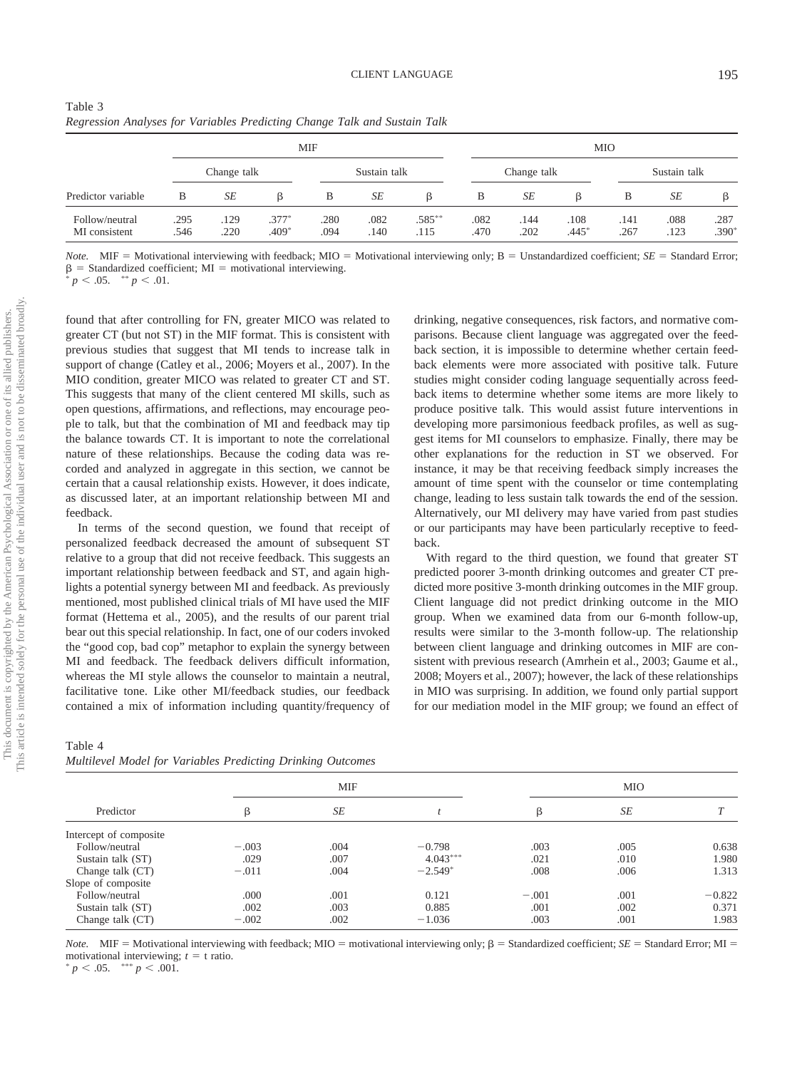Table 3
*Regression Analyses for Variables Predicting Change Talk and Sustain Talk*

| | MIF | | | | | | MIO | | | | | |
|---|---|---|---|---|---|---|---|---|---|---|---|---|
| | Change talk | | | Sustain talk | | | Change talk | | | Sustain talk | | |
| Predictor variable | B | *SE* | β | B | *SE* | β | B | *SE* | β | B | *SE* | β |
| Follow/neutral | .295 | .129 | .377* | .280 | .082 | .585** | .082 | .144 | .108 | .141 | .088 | .287 |
| MI consistent | .546 | .220 | .409* | .094 | .140 | .115 | .470 | .202 | .445* | .267 | .123 | .390* |

*Note.* MIF = Motivational interviewing with feedback; MIO = Motivational interviewing only; B = Unstandardized coefficient; *SE* = Standard Error; β = Standardized coefficient; MI = motivational interviewing.
* $p < .05$. ** $p < .01$.

found that after controlling for FN, greater MICO was related to greater CT (but not ST) in the MIF format. This is consistent with previous studies that suggest that MI tends to increase talk in support of change (Catley et al., 2006; Moyers et al., 2007). In the MIO condition, greater MICO was related to greater CT and ST. This suggests that many of the client centered MI skills, such as open questions, affirmations, and reflections, may encourage people to talk, but that the combination of MI and feedback may tip the balance towards CT. It is important to note the correlational nature of these relationships. Because the coding data was recorded and analyzed in aggregate in this section, we cannot be certain that a causal relationship exists. However, it does indicate, as discussed later, at an important relationship between MI and feedback.

In terms of the second question, we found that receipt of personalized feedback decreased the amount of subsequent ST relative to a group that did not receive feedback. This suggests an important relationship between feedback and ST, and again highlights a potential synergy between MI and feedback. As previously mentioned, most published clinical trials of MI have used the MIF format (Hettema et al., 2005), and the results of our parent trial bear out this special relationship. In fact, one of our coders invoked the "good cop, bad cop" metaphor to explain the synergy between MI and feedback. The feedback delivers difficult information, whereas the MI style allows the counselor to maintain a neutral, facilitative tone. Like other MI/feedback studies, our feedback contained a mix of information including quantity/frequency of drinking, negative consequences, risk factors, and normative comparisons. Because client language was aggregated over the feedback section, it is impossible to determine whether certain feedback elements were more associated with positive talk. Future studies might consider coding language sequentially across feedback items to determine whether some items are more likely to produce positive talk. This would assist future interventions in developing more parsimonious feedback profiles, as well as suggest items for MI counselors to emphasize. Finally, there may be other explanations for the reduction in ST we observed. For instance, it may be that receiving feedback simply increases the amount of time spent with the counselor or time contemplating change, leading to less sustain talk towards the end of the session. Alternatively, our MI delivery may have varied from past studies or our participants may have been particularly receptive to feedback.

With regard to the third question, we found that greater ST predicted poorer 3-month drinking outcomes and greater CT predicted more positive 3-month drinking outcomes in the MIF group. Client language did not predict drinking outcome in the MIO group. When we examined data from our 6-month follow-up, results were similar to the 3-month follow-up. The relationship between client language and drinking outcomes in MIF are consistent with previous research (Amrhein et al., 2003; Gaume et al., 2008; Moyers et al., 2007); however, the lack of these relationships in MIO was surprising. In addition, we found only partial support for our mediation model in the MIF group; we found an effect of

Table 4
*Multilevel Model for Variables Predicting Drinking Outcomes*

| | MIF | | | MIO | | |
|---|---|---|---|---|---|---|
| Predictor | β | *SE* | *t* | β | *SE* | *T* |
| Intercept of composite | | | | | | |
| Follow/neutral | −.003 | .004 | −0.798 | .003 | .005 | 0.638 |
| Sustain talk (ST) | .029 | .007 | 4.043*** | .021 | .010 | 1.980 |
| Change talk (CT) | −.011 | .004 | −2.549* | .008 | .006 | 1.313 |
| Slope of composite | | | | | | |
| Follow/neutral | .000 | .001 | 0.121 | −.001 | .001 | −0.822 |
| Sustain talk (ST) | .002 | .003 | 0.885 | .001 | .002 | 0.371 |
| Change talk (CT) | −.002 | .002 | −1.036 | .003 | .001 | 1.983 |

*Note.* MIF = Motivational interviewing with feedback; MIO = motivational interviewing only; β = Standardized coefficient; *SE* = Standard Error; MI = motivational interviewing; *t* = t ratio.
* $p < .05$. *** $p < .001$.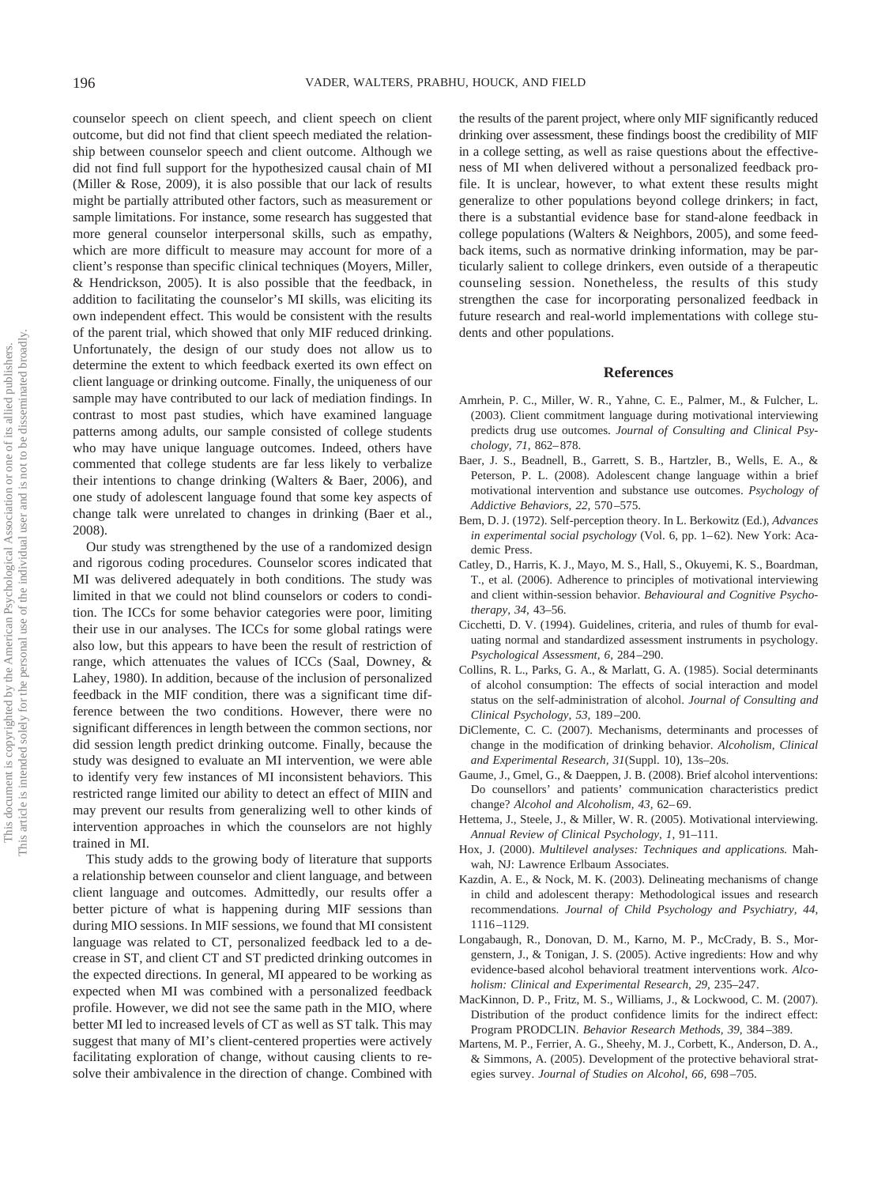counselor speech on client speech, and client speech on client outcome, but did not find that client speech mediated the relationship between counselor speech and client outcome. Although we did not find full support for the hypothesized causal chain of MI (Miller & Rose, 2009), it is also possible that our lack of results might be partially attributed other factors, such as measurement or sample limitations. For instance, some research has suggested that more general counselor interpersonal skills, such as empathy, which are more difficult to measure may account for more of a client's response than specific clinical techniques (Moyers, Miller, & Hendrickson, 2005). It is also possible that the feedback, in addition to facilitating the counselor's MI skills, was eliciting its own independent effect. This would be consistent with the results of the parent trial, which showed that only MIF reduced drinking. Unfortunately, the design of our study does not allow us to determine the extent to which feedback exerted its own effect on client language or drinking outcome. Finally, the uniqueness of our sample may have contributed to our lack of mediation findings. In contrast to most past studies, which have examined language patterns among adults, our sample consisted of college students who may have unique language outcomes. Indeed, others have commented that college students are far less likely to verbalize their intentions to change drinking (Walters & Baer, 2006), and one study of adolescent language found that some key aspects of change talk were unrelated to changes in drinking (Baer et al., 2008).

Our study was strengthened by the use of a randomized design and rigorous coding procedures. Counselor scores indicated that MI was delivered adequately in both conditions. The study was limited in that we could not blind counselors or coders to condition. The ICCs for some behavior categories were poor, limiting their use in our analyses. The ICCs for some global ratings were also low, but this appears to have been the result of restriction of range, which attenuates the values of ICCs (Saal, Downey, & Lahey, 1980). In addition, because of the inclusion of personalized feedback in the MIF condition, there was a significant time difference between the two conditions. However, there were no significant differences in length between the common sections, nor did session length predict drinking outcome. Finally, because the study was designed to evaluate an MI intervention, we were able to identify very few instances of MI inconsistent behaviors. This restricted range limited our ability to detect an effect of MIIN and may prevent our results from generalizing well to other kinds of intervention approaches in which the counselors are not highly trained in MI.

This study adds to the growing body of literature that supports a relationship between counselor and client language, and between client language and outcomes. Admittedly, our results offer a better picture of what is happening during MIF sessions than during MIO sessions. In MIF sessions, we found that MI consistent language was related to CT, personalized feedback led to a decrease in ST, and client CT and ST predicted drinking outcomes in the expected directions. In general, MI appeared to be working as expected when MI was combined with a personalized feedback profile. However, we did not see the same path in the MIO, where better MI led to increased levels of CT as well as ST talk. This may suggest that many of MI's client-centered properties were actively facilitating exploration of change, without causing clients to resolve their ambivalence in the direction of change. Combined with the results of the parent project, where only MIF significantly reduced drinking over assessment, these findings boost the credibility of MIF in a college setting, as well as raise questions about the effectiveness of MI when delivered without a personalized feedback profile. It is unclear, however, to what extent these results might generalize to other populations beyond college drinkers; in fact, there is a substantial evidence base for stand-alone feedback in college populations (Walters & Neighbors, 2005), and some feedback items, such as normative drinking information, may be particularly salient to college drinkers, even outside of a therapeutic counseling session. Nonetheless, the results of this study strengthen the case for incorporating personalized feedback in future research and real-world implementations with college students and other populations.

## References

Amrhein, P. C., Miller, W. R., Yahne, C. E., Palmer, M., & Fulcher, L. (2003). Client commitment language during motivational interviewing predicts drug use outcomes. *Journal of Consulting and Clinical Psychology, 71,* 862–878.

Baer, J. S., Beadnell, B., Garrett, S. B., Hartzler, B., Wells, E. A., & Peterson, P. L. (2008). Adolescent change language within a brief motivational intervention and substance use outcomes. *Psychology of Addictive Behaviors, 22,* 570–575.

Bem, D. J. (1972). Self-perception theory. In L. Berkowitz (Ed.), *Advances in experimental social psychology* (Vol. 6, pp. 1–62). New York: Academic Press.

Catley, D., Harris, K. J., Mayo, M. S., Hall, S., Okuyemi, K. S., Boardman, T., et al. (2006). Adherence to principles of motivational interviewing and client within-session behavior. *Behavioural and Cognitive Psychotherapy, 34,* 43–56.

Cicchetti, D. V. (1994). Guidelines, criteria, and rules of thumb for evaluating normal and standardized assessment instruments in psychology. *Psychological Assessment, 6,* 284–290.

Collins, R. L., Parks, G. A., & Marlatt, G. A. (1985). Social determinants of alcohol consumption: The effects of social interaction and model status on the self-administration of alcohol. *Journal of Consulting and Clinical Psychology, 53,* 189–200.

DiClemente, C. C. (2007). Mechanisms, determinants and processes of change in the modification of drinking behavior. *Alcoholism, Clinical and Experimental Research, 31*(Suppl. 10), 13s–20s.

Gaume, J., Gmel, G., & Daeppen, J. B. (2008). Brief alcohol interventions: Do counsellors' and patients' communication characteristics predict change? *Alcohol and Alcoholism, 43,* 62–69.

Hettema, J., Steele, J., & Miller, W. R. (2005). Motivational interviewing. *Annual Review of Clinical Psychology, 1,* 91–111.

Hox, J. (2000). *Multilevel analyses: Techniques and applications.* Mahwah, NJ: Lawrence Erlbaum Associates.

Kazdin, A. E., & Nock, M. K. (2003). Delineating mechanisms of change in child and adolescent therapy: Methodological issues and research recommendations. *Journal of Child Psychology and Psychiatry, 44,* 1116–1129.

Longabaugh, R., Donovan, D. M., Karno, M. P., McCrady, B. S., Morgenstern, J., & Tonigan, J. S. (2005). Active ingredients: How and why evidence-based alcohol behavioral treatment interventions work. *Alcoholism: Clinical and Experimental Research, 29,* 235–247.

MacKinnon, D. P., Fritz, M. S., Williams, J., & Lockwood, C. M. (2007). Distribution of the product confidence limits for the indirect effect: Program PRODCLIN. *Behavior Research Methods, 39,* 384–389.

Martens, M. P., Ferrier, A. G., Sheehy, M. J., Corbett, K., Anderson, D. A., & Simmons, A. (2005). Development of the protective behavioral strategies survey. *Journal of Studies on Alcohol, 66,* 698–705.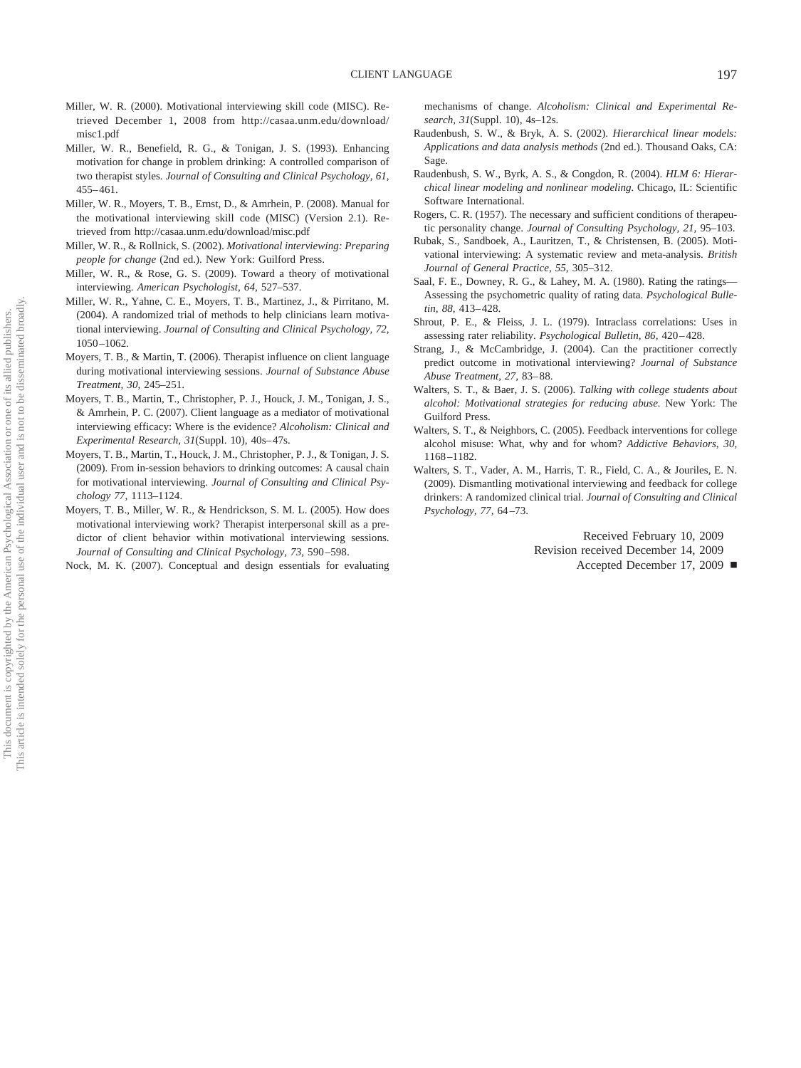Miller, W. R. (2000). Motivational interviewing skill code (MISC). Retrieved December 1, 2008 from http://casaa.unm.edu/download/misc1.pdf

Miller, W. R., Benefield, R. G., & Tonigan, J. S. (1993). Enhancing motivation for change in problem drinking: A controlled comparison of two therapist styles. *Journal of Consulting and Clinical Psychology, 61,* 455–461.

Miller, W. R., Moyers, T. B., Ernst, D., & Amrhein, P. (2008). Manual for the motivational interviewing skill code (MISC) (Version 2.1). Retrieved from http://casaa.unm.edu/download/misc.pdf

Miller, W. R., & Rollnick, S. (2002). *Motivational interviewing: Preparing people for change* (2nd ed.). New York: Guilford Press.

Miller, W. R., & Rose, G. S. (2009). Toward a theory of motivational interviewing. *American Psychologist, 64,* 527–537.

Miller, W. R., Yahne, C. E., Moyers, T. B., Martinez, J., & Pirritano, M. (2004). A randomized trial of methods to help clinicians learn motivational interviewing. *Journal of Consulting and Clinical Psychology, 72,* 1050–1062.

Moyers, T. B., & Martin, T. (2006). Therapist influence on client language during motivational interviewing sessions. *Journal of Substance Abuse Treatment, 30,* 245–251.

Moyers, T. B., Martin, T., Christopher, P. J., Houck, J. M., Tonigan, J. S., & Amrhein, P. C. (2007). Client language as a mediator of motivational interviewing efficacy: Where is the evidence? *Alcoholism: Clinical and Experimental Research, 31*(Suppl. 10), 40s–47s.

Moyers, T. B., Martin, T., Houck, J. M., Christopher, P. J., & Tonigan, J. S. (2009). From in-session behaviors to drinking outcomes: A causal chain for motivational interviewing. *Journal of Consulting and Clinical Psychology 77,* 1113–1124.

Moyers, T. B., Miller, W. R., & Hendrickson, S. M. L. (2005). How does motivational interviewing work? Therapist interpersonal skill as a predictor of client behavior within motivational interviewing sessions. *Journal of Consulting and Clinical Psychology, 73,* 590–598.

Nock, M. K. (2007). Conceptual and design essentials for evaluating mechanisms of change. *Alcoholism: Clinical and Experimental Research, 31*(Suppl. 10), 4s–12s.

Raudenbush, S. W., & Bryk, A. S. (2002). *Hierarchical linear models: Applications and data analysis methods* (2nd ed.). Thousand Oaks, CA: Sage.

Raudenbush, S. W., Byrk, A. S., & Congdon, R. (2004). *HLM 6: Hierarchical linear modeling and nonlinear modeling.* Chicago, IL: Scientific Software International.

Rogers, C. R. (1957). The necessary and sufficient conditions of therapeutic personality change. *Journal of Consulting Psychology, 21,* 95–103.

Rubak, S., Sandboek, A., Lauritzen, T., & Christensen, B. (2005). Motivational interviewing: A systematic review and meta-analysis. *British Journal of General Practice, 55,* 305–312.

Saal, F. E., Downey, R. G., & Lahey, M. A. (1980). Rating the ratings—Assessing the psychometric quality of rating data. *Psychological Bulletin, 88,* 413–428.

Shrout, P. E., & Fleiss, J. L. (1979). Intraclass correlations: Uses in assessing rater reliability. *Psychological Bulletin, 86,* 420–428.

Strang, J., & McCambridge, J. (2004). Can the practitioner correctly predict outcome in motivational interviewing? *Journal of Substance Abuse Treatment, 27,* 83–88.

Walters, S. T., & Baer, J. S. (2006). *Talking with college students about alcohol: Motivational strategies for reducing abuse.* New York: The Guilford Press.

Walters, S. T., & Neighbors, C. (2005). Feedback interventions for college alcohol misuse: What, why and for whom? *Addictive Behaviors, 30,* 1168–1182.

Walters, S. T., Vader, A. M., Harris, T. R., Field, C. A., & Jouriles, E. N. (2009). Dismantling motivational interviewing and feedback for college drinkers: A randomized clinical trial. *Journal of Consulting and Clinical Psychology, 77,* 64–73.

Received February 10, 2009
Revision received December 14, 2009
Accepted December 17, 2009 ■